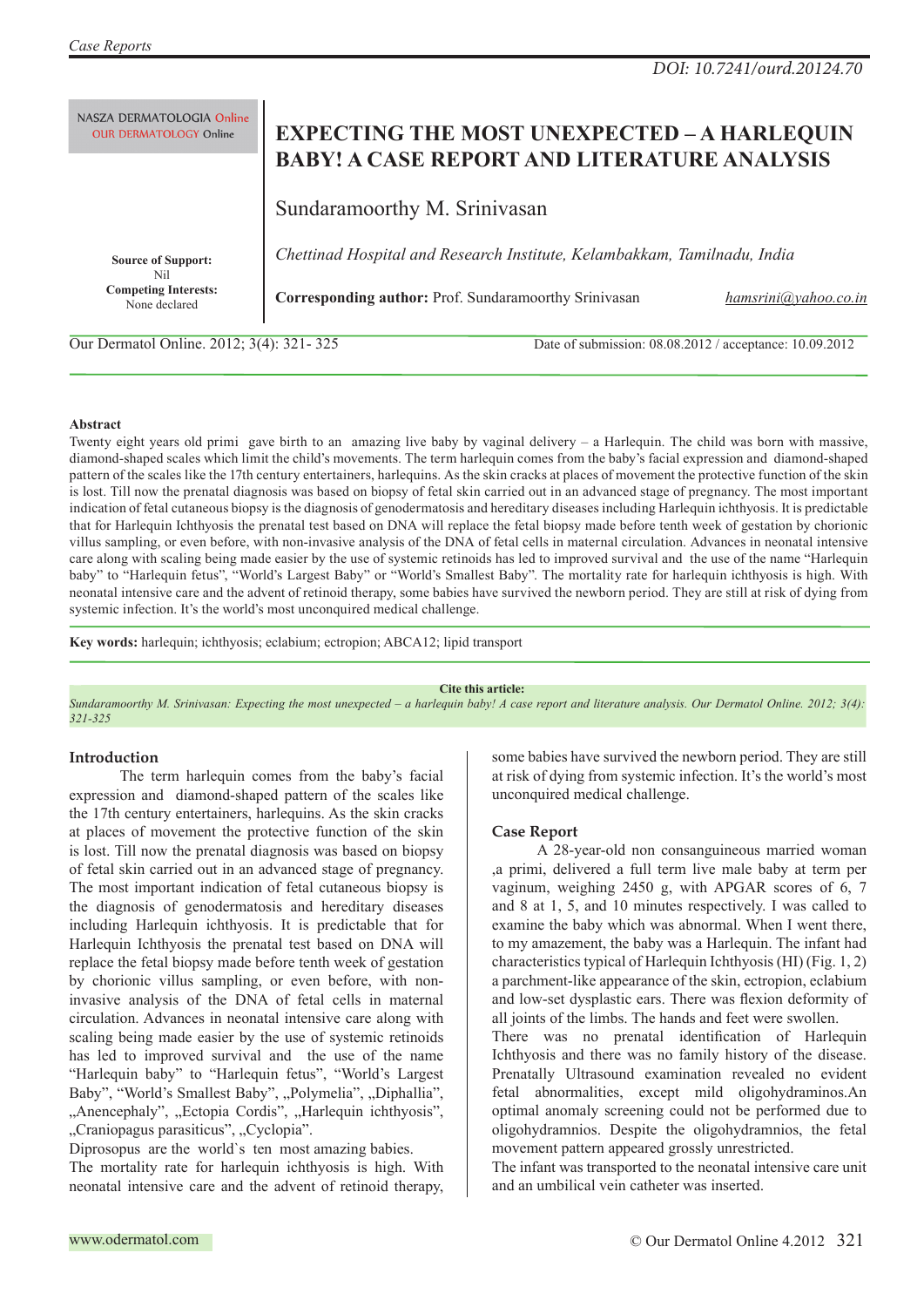DOI: 10.7241/ourd.20124.70

NASZA DERMATOLOGIA Online
OUR DERMATOLOGY Online

# EXPECTING THE MOST UNEXPECTED – A HARLEQUIN BABY! A CASE REPORT AND LITERATURE ANALYSIS

Sundaramoorthy M. Srinivasan

*Chettinad Hospital and Research Institute, Kelambakkam, Tamilnadu, India*

**Source of Support:** Nil
**Competing Interests:** None declared

**Corresponding author:** Prof. Sundaramoorthy Srinivasan hamsrini@yahoo.co.in

Our Dermatol Online. 2012; 3(4): 321- 325

Date of submission: 08.08.2012 / acceptance: 10.09.2012

**Abstract**

Twenty eight years old primi gave birth to an amazing live baby by vaginal delivery – a Harlequin. The child was born with massive, diamond-shaped scales which limit the child's movements. The term harlequin comes from the baby's facial expression and diamond-shaped pattern of the scales like the 17th century entertainers, harlequins. As the skin cracks at places of movement the protective function of the skin is lost. Till now the prenatal diagnosis was based on biopsy of fetal skin carried out in an advanced stage of pregnacy. The most important indication of fetal cutaneous biopsy is the diagnosis of genodermatosis and hereditary diseases including Harlequin ichthyosis. It is predictable that for Harlequin Ichthyosis the prenatal test based on DNA will replace the fetal biopsy made before tenth week of gestation by chorionic villus sampling, or even before, with non-invasive analysis of the DNA of fetal cells in maternal circulation. Advances in neonatal intensive care along with scaling being made easier by the use of systemic retinoids has led to improved survival and the use of the name "Harlequin baby" to "Harlequin fetus", "World's Largest Baby" or "World's Smallest Baby". The mortality rate for harlequin ichthyosis is high. With neonatal intensive care and the advent of retinoid therapy, some babies have survived the newborn period. They are still at risk of dying from systemic infection. It's the world's most unconquired medical challenge.

**Key words:** harlequin; ichthyosis; eclabium; ectropion; ABCA12; lipid transport

**Cite this article:**
*Sundaramoorthy M. Srinivasan: Expecting the most unexpected – a harlequin baby! A case report and literature analysis. Our Dermatol Online. 2012; 3(4): 321-325*

## Introduction

The term harlequin comes from the baby's facial expression and diamond-shaped pattern of the scales like the 17th century entertainers, harlequins. As the skin cracks at places of movement the protective function of the skin is lost. Till now the prenatal diagnosis was based on biopsy of fetal skin carried out in an advanced stage of pregnacy. The most important indication of fetal cutaneous biopsy is the diagnosis of genodermatosis and hereditary diseases including Harlequin ichthyosis. It is predictable that for Harlequin Ichthyosis the prenatal test based on DNA will replace the fetal biopsy made before tenth week of gestation by chorionic villus sampling, or even before, with non-invasive analysis of the DNA of fetal cells in maternal circulation. Advances in neonatal intensive care along with scaling being made easier by the use of systemic retinoids has led to improved survival and the use of the name "Harlequin baby" to "Harlequin fetus", "World's Largest Baby", "World's Smallest Baby", „Polymelia", „Diphallia", „Anencephaly", „Ectopia Cordis", „Harlequin ichthyosis", „Craniopagus parasiticus", „Cyclopia".
Diprosopus are the world`s ten most amazing babies.
The mortality rate for harlequin ichthyosis is high. With neonatal intensive care and the advent of retinoid therapy, some babies have survived the newborn period. They are still at risk of dying from systemic infection. It's the world's most unconquired medical challenge.

## Case Report

A 28-year-old non consanguineous married woman ,a primi, delivered a full term live male baby at term per vaginum, weighing 2450 g, with APGAR scores of 6, 7 and 8 at 1, 5, and 10 minutes respectively. I was called to examine the baby which was abnormal. When I went there, to my amazement, the baby was a Harlequin. The infant had characteristics typical of Harlequin Ichthyosis (HI) (Fig. 1, 2) a parchment-like appearance of the skin, ectropion, eclabium and low-set dysplastic ears. There was flexion deformity of all joints of the limbs. The hands and feet were swollen.
There was no prenatal identification of Harlequin Ichthyosis and there was no family history of the disease. Prenatally Ultrasound examination revealed no evident fetal abnormalities, except mild oligohydraminos.An optimal anomaly screening could not be performed due to oligohydramnios. Despite the oligohydramnios, the fetal movement pattern appeared grossly unrestricted.
The infant was transported to the neonatal intensive care unit and an umbilical vein catheter was inserted.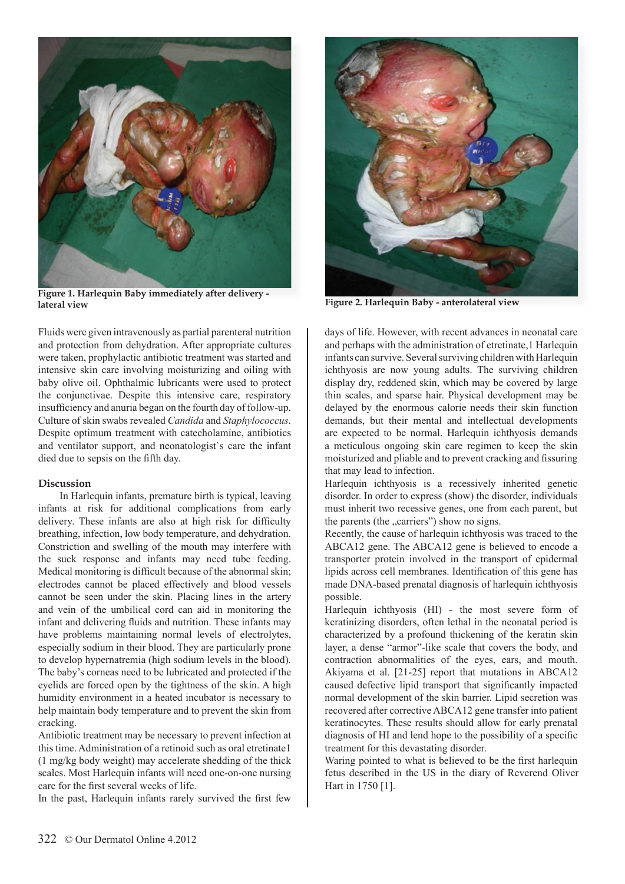Figure 1. Harlequin Baby immediately after delivery - lateral view

Figure 2. Harlequin Baby - anterolateral view

Fluids were given intravenously as partial parenteral nutrition and protection from dehydration. After appropriate cultures were taken, prophylactic antibiotic treatment was started and intensive skin care involving moisturizing and oiling with baby olive oil. Ophthalmic lubricants were used to protect the conjunctivae. Despite this intensive care, respiratory insufficiency and anuria began on the fourth day of follow-up. Culture of skin swabs revealed *Candida* and *Staphylococcus*. Despite optimum treatment with catecholamine, antibiotics and ventilator support, and neonatologist`s care the infant died due to sepsis on the fifth day.

## Discussion

In Harlequin infants, premature birth is typical, leaving infants at risk for additional complications from early delivery. These infants are also at high risk for difficulty breathing, infection, low body temperature, and dehydration. Constriction and swelling of the mouth may interfere with the suck response and infants may need tube feeding. Medical monitoring is difficult because of the abnormal skin; electrodes cannot be placed effectively and blood vessels cannot be seen under the skin. Placing lines in the artery and vein of the umbilical cord can aid in monitoring the infant and delivering fluids and nutrition. These infants may have problems maintaining normal levels of electrolytes, especially sodium in their blood. They are particularly prone to develop hypernatremia (high sodium levels in the blood). The baby's corneas need to be lubricated and protected if the eyelids are forced open by the tightness of the skin. A high humidity environment in a heated incubator is necessary to help maintain body temperature and to prevent the skin from cracking.

Antibiotic treatment may be necessary to prevent infection at this time. Administration of a retinoid such as oral etretinate1 (1 mg/kg body weight) may accelerate shedding of the thick scales. Most Harlequin infants will need one-on-one nursing care for the first several weeks of life.

In the past, Harlequin infants rarely survived the first few days of life. However, with recent advances in neonatal care and perhaps with the administration of etretinate,1 Harlequin infants can survive. Several surviving children with Harlequin ichthyosis are now young adults. The surviving children display dry, reddened skin, which may be covered by large thin scales, and sparse hair. Physical development may be delayed by the enormous calorie needs their skin function demands, but their mental and intellectual developments are expected to be normal. Harlequin ichthyosis demands a meticulous ongoing skin care regimen to keep the skin moisturized and pliable and to prevent cracking and fissuring that may lead to infection.

Harlequin ichthyosis is a recessively inherited genetic disorder. In order to express (show) the disorder, individuals must inherit two recessive genes, one from each parent, but the parents (the „carriers") show no signs.

Recently, the cause of harlequin ichthyosis was traced to the ABCA12 gene. The ABCA12 gene is believed to encode a transporter protein involved in the transport of epidermal lipids across cell membranes. Identification of this gene has made DNA-based prenatal diagnosis of harlequin ichthyosis possible.

Harlequin ichthyosis (HI) - the most severe form of keratinizing disorders, often lethal in the neonatal period is characterized by a profound thickening of the keratin skin layer, a dense "armor"-like scale that covers the body, and contraction abnormalities of the eyes, ears, and mouth. Akiyama et al. [21-25] report that mutations in ABCA12 caused defective lipid transport that significantly impacted normal development of the skin barrier. Lipid secretion was recovered after corrective ABCA12 gene transfer into patient keratinocytes. These results should allow for early prenatal diagnosis of HI and lend hope to the possibility of a specific treatment for this devastating disorder.

Waring pointed to what is believed to be the first harlequin fetus described in the US in the diary of Reverend Oliver Hart in 1750 [1].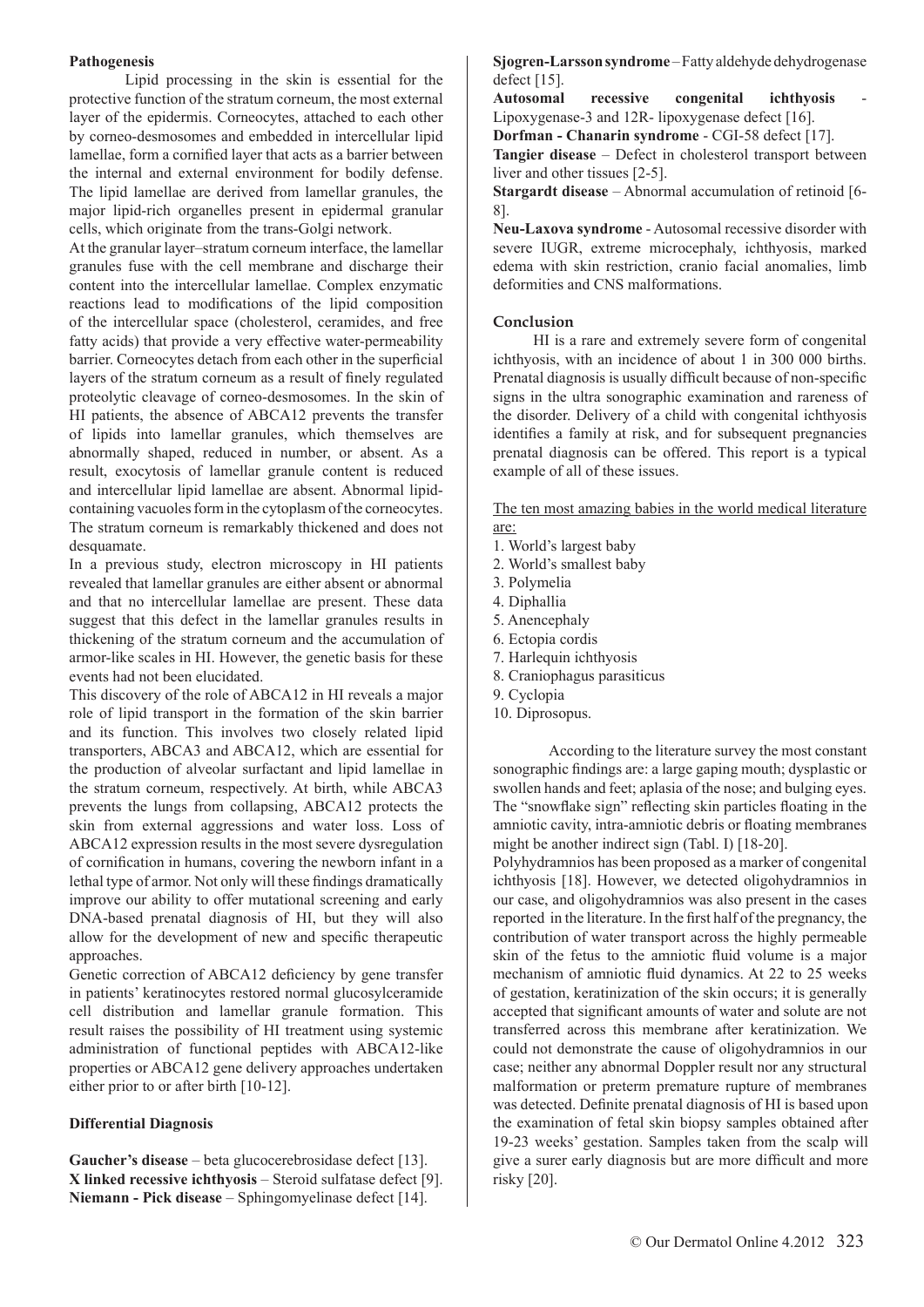**Pathogenesis**

Lipid processing in the skin is essential for the protective function of the stratum corneum, the most external layer of the epidermis. Corneocytes, attached to each other by corneo-desmosomes and embedded in intercellular lipid lamellae, form a cornified layer that acts as a barrier between the internal and external environment for bodily defense. The lipid lamellae are derived from lamellar granules, the major lipid-rich organelles present in epidermal granular cells, which originate from the trans-Golgi network.

At the granular layer–stratum corneum interface, the lamellar granules fuse with the cell membrane and discharge their content into the intercellular lamellae. Complex enzymatic reactions lead to modifications of the lipid composition of the intercellular space (cholesterol, ceramides, and free fatty acids) that provide a very effective water-permeability barrier. Corneocytes detach from each other in the superficial layers of the stratum corneum as a result of finely regulated proteolytic cleavage of corneo-desmosomes. In the skin of HI patients, the absence of ABCA12 prevents the transfer of lipids into lamellar granules, which themselves are abnormally shaped, reduced in number, or absent. As a result, exocytosis of lamellar granule content is reduced and intercellular lipid lamellae are absent. Abnormal lipid-containing vacuoles form in the cytoplasm of the corneocytes. The stratum corneum is remarkably thickened and does not desquamate.

In a previous study, electron microscopy in HI patients revealed that lamellar granules are either absent or abnormal and that no intercellular lamellae are present. These data suggest that this defect in the lamellar granules results in thickening of the stratum corneum and the accumulation of armor-like scales in HI. However, the genetic basis for these events had not been elucidated.

This discovery of the role of ABCA12 in HI reveals a major role of lipid transport in the formation of the skin barrier and its function. This involves two closely related lipid transporters, ABCA3 and ABCA12, which are essential for the production of alveolar surfactant and lipid lamellae in the stratum corneum, respectively. At birth, while ABCA3 prevents the lungs from collapsing, ABCA12 protects the skin from external aggressions and water loss. Loss of ABCA12 expression results in the most severe dysregulation of cornification in humans, covering the newborn infant in a lethal type of armor. Not only will these findings dramatically improve our ability to offer mutational screening and early DNA-based prenatal diagnosis of HI, but they will also allow for the development of new and specific therapeutic approaches.

Genetic correction of ABCA12 deficiency by gene transfer in patients' keratinocytes restored normal glucosylceramide cell distribution and lamellar granule formation. This result raises the possibility of HI treatment using systemic administration of functional peptides with ABCA12-like properties or ABCA12 gene delivery approaches undertaken either prior to or after birth [10-12].

**Differential Diagnosis**

**Gaucher's disease** – beta glucocerebrosidase defect [13].
**X linked recessive ichthyosis** – Steroid sulfatase defect [9].
**Niemann - Pick disease** – Sphingomyelinase defect [14].
**Sjogren-Larsson syndrome** – Fatty aldehyde dehydrogenase defect [15].
**Autosomal recessive congenital ichthyosis** - Lipoxygenase-3 and 12R- lipoxygenase defect [16].
**Dorfman - Chanarin syndrome** - CGI-58 defect [17].
**Tangier disease** – Defect in cholesterol transport between liver and other tissues [2-5].
**Stargardt disease** – Abnormal accumulation of retinoid [6-8].
**Neu-Laxova syndrome** - Autosomal recessive disorder with severe IUGR, extreme microcephaly, ichthyosis, marked edema with skin restriction, cranio facial anomalies, limb deformities and CNS malformations.

## Conclusion

HI is a rare and extremely severe form of congenital ichthyosis, with an incidence of about 1 in 300 000 births. Prenatal diagnosis is usually difficult because of non-specific signs in the ultra sonographic examination and rareness of the disorder. Delivery of a child with congenital ichthyosis identifies a family at risk, and for subsequent pregnancies prenatal diagnosis can be offered. This report is a typical example of all of these issues.

The ten most amazing babies in the world medical literature are:

1. World's largest baby
2. World's smallest baby
3. Polymelia
4. Diphallia
5. Anencephaly
6. Ectopia cordis
7. Harlequin ichthyosis
8. Craniophagus parasiticus
9. Cyclopia
10. Diprosopus.

According to the literature survey the most constant sonographic findings are: a large gaping mouth; dysplastic or swollen hands and feet; aplasia of the nose; and bulging eyes. The "snowflake sign" reflecting skin particles floating in the amniotic cavity, intra-amniotic debris or floating membranes might be another indirect sign (Tabl. I) [18-20].

Polyhydramnios has been proposed as a marker of congenital ichthyosis [18]. However, we detected oligohydramnios in our case, and oligohydramnios was also present in the cases reported in the literature. In the first half of the pregnancy, the contribution of water transport across the highly permeable skin of the fetus to the amniotic fluid volume is a major mechanism of amniotic fluid dynamics. At 22 to 25 weeks of gestation, keratinization of the skin occurs; it is generally accepted that significant amounts of water and solute are not transferred across this membrane after keratinization. We could not demonstrate the cause of oligohydramnios in our case; neither any abnormal Doppler result nor any structural malformation or preterm premature rupture of membranes was detected. Definite prenatal diagnosis of HI is based upon the examination of fetal skin biopsy samples obtained after 19-23 weeks' gestation. Samples taken from the scalp will give a surer early diagnosis but are more difficult and more risky [20].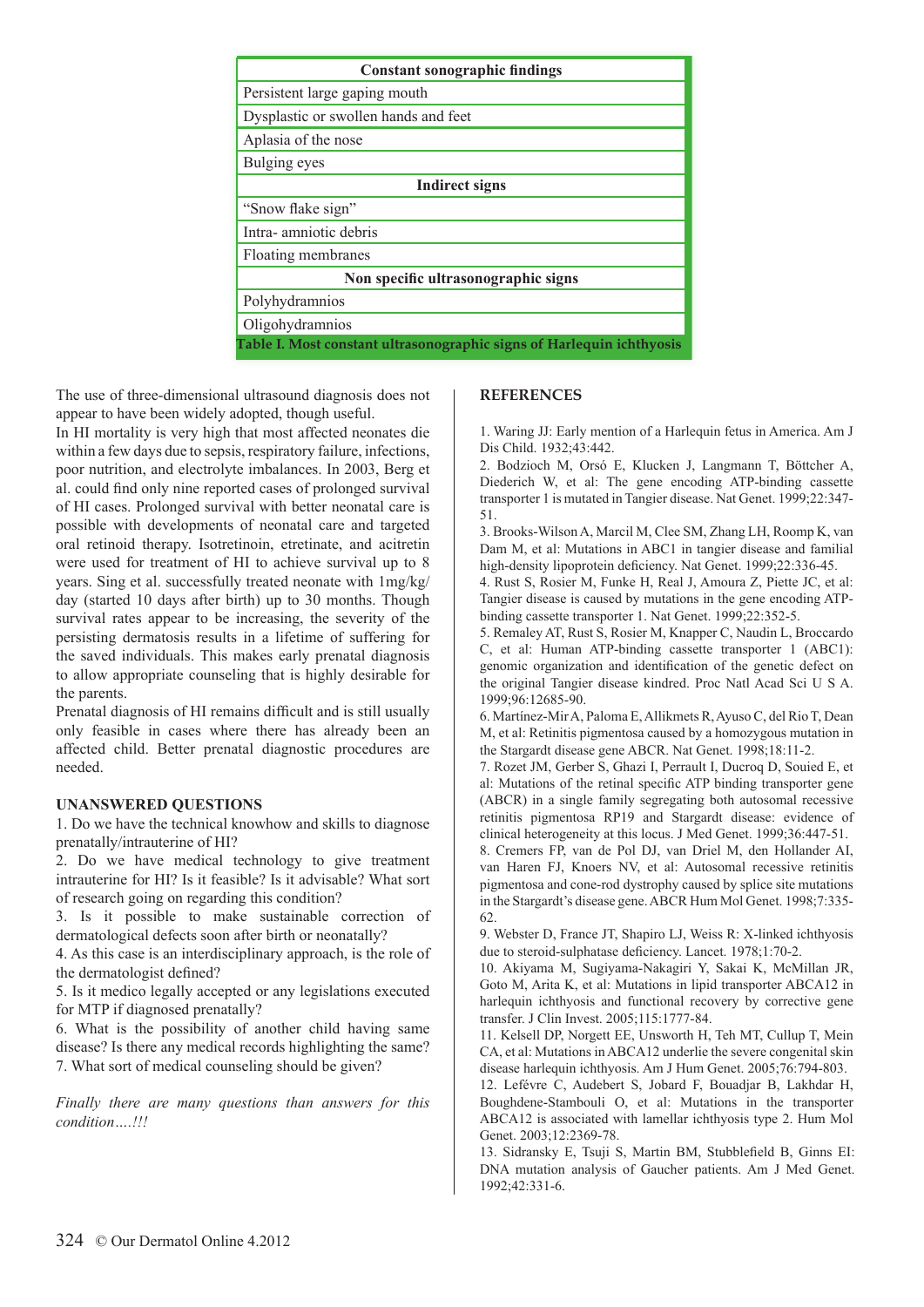| Constant sonographic findings |
|---|
| Persistent large gaping mouth |
| Dysplastic or swollen hands and feet |
| Aplasia of the nose |
| Bulging eyes |
| **Indirect signs** |
| "Snow flake sign" |
| Intra- amniotic debris |
| Floating membranes |
| **Non specific ultrasonographic signs** |
| Polyhydramnios |
| Oligohydramnios |

**Table I. Most constant ultrasonographic signs of Harlequin ichthyosis**

The use of three-dimensional ultrasound diagnosis does not appear to have been widely adopted, though useful.

In HI mortality is very high that most affected neonates die within a few days due to sepsis, respiratory failure, infections, poor nutrition, and electrolyte imbalances. In 2003, Berg et al. could find only nine reported cases of prolonged survival of HI cases. Prolonged survival with better neonatal care is possible with developments of neonatal care and targeted oral retinoid therapy. Isotretinoin, etretinate, and acitretin were used for treatment of HI to achieve survival up to 8 years. Sing et al. successfully treated neonate with 1mg/kg/day (started 10 days after birth) up to 30 months. Though survival rates appear to be increasing, the severity of the persisting dermatosis results in a lifetime of suffering for the saved individuals. This makes early prenatal diagnosis to allow appropriate counseling that is highly desirable for the parents.

Prenatal diagnosis of HI remains difficult and is still usually only feasible in cases where there has already been an affected child. Better prenatal diagnostic procedures are needed.

## UNANSWERED QUESTIONS

1. Do we have the technical knowhow and skills to diagnose prenatally/intrauterine of HI?
2. Do we have medical technology to give treatment intrauterine for HI? Is it feasible? Is it advisable? What sort of research going on regarding this condition?
3. Is it possible to make sustainable correction of dermatological defects soon after birth or neonatally?
4. As this case is an interdisciplinary approach, is the role of the dermatologist defined?
5. Is it medico legally accepted or any legislations executed for MTP if diagnosed prenatally?
6. What is the possibility of another child having same disease? Is there any medical records highlighting the same?
7. What sort of medical counseling should be given?

*Finally there are many questions than answers for this condition....!!!*

## REFERENCES

1. Waring JJ: Early mention of a Harlequin fetus in America. Am J Dis Child. 1932;43:442.
2. Bodzioch M, Orsó E, Klucken J, Langmann T, Böttcher A, Diederich W, et al: The gene encoding ATP-binding cassette transporter 1 is mutated in Tangier disease. Nat Genet. 1999;22:347-51.
3. Brooks-Wilson A, Marcil M, Clee SM, Zhang LH, Roomp K, van Dam M, et al: Mutations in ABC1 in tangier disease and familial high-density lipoprotein deficiency. Nat Genet. 1999;22:336-45.
4. Rust S, Rosier M, Funke H, Real J, Amoura Z, Piette JC, et al: Tangier disease is caused by mutations in the gene encoding ATP-binding cassette transporter 1. Nat Genet. 1999;22:352-5.
5. Remaley AT, Rust S, Rosier M, Knapper C, Naudin L, Broccardo C, et al: Human ATP-binding cassette transporter 1 (ABC1): genomic organization and identification of the genetic defect on the original Tangier disease kindred. Proc Natl Acad Sci U S A. 1999;96:12685-90.
6. Martínez-Mir A, Paloma E, Allikmets R, Ayuso C, del Rio T, Dean M, et al: Retinitis pigmentosa caused by a homozygous mutation in the Stargardt disease gene ABCR. Nat Genet. 1998;18:11-2.
7. Rozet JM, Gerber S, Ghazi I, Perrault I, Ducroq D, Souied E, et al: Mutations of the retinal specific ATP binding transporter gene (ABCR) in a single family segregating both autosomal recessive retinitis pigmentosa RP19 and Stargardt disease: evidence of clinical heterogeneity at this locus. J Med Genet. 1999;36:447-51.
8. Cremers FP, van de Pol DJ, van Driel M, den Hollander AI, van Haren FJ, Knoers NV, et al: Autosomal recessive retinitis pigmentosa and cone-rod dystrophy caused by splice site mutations in the Stargardt's disease gene. ABCR Hum Mol Genet. 1998;7:335-62.
9. Webster D, France JT, Shapiro LJ, Weiss R: X-linked ichthyosis due to steroid-sulphatase deficiency. Lancet. 1978;1:70-2.
10. Akiyama M, Sugiyama-Nakagiri Y, Sakai K, McMillan JR, Goto M, Arita K, et al: Mutations in lipid transporter ABCA12 in harlequin ichthyosis and functional recovery by corrective gene transfer. J Clin Invest. 2005;115:1777-84.
11. Kelsell DP, Norgett EE, Unsworth H, Teh MT, Cullup T, Mein CA, et al: Mutations in ABCA12 underlie the severe congenital skin disease harlequin ichthyosis. Am J Hum Genet. 2005;76:794-803.
12. Lefévre C, Audebert S, Jobard F, Bouadjar B, Lakhdar H, Boughdene-Stambouli O, et al: Mutations in the transporter ABCA12 is associated with lamellar ichthyosis type 2. Hum Mol Genet. 2003;12:2369-78.
13. Sidransky E, Tsuji S, Martin BM, Stubblefield B, Ginns EI: DNA mutation analysis of Gaucher patients. Am J Med Genet. 1992;42:331-6.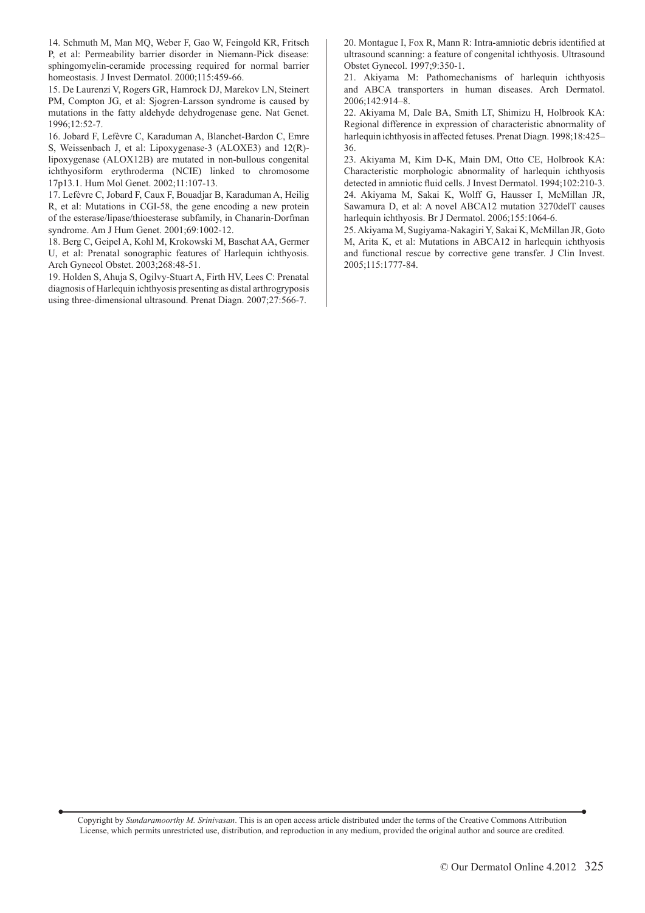14. Schmuth M, Man MQ, Weber F, Gao W, Feingold KR, Fritsch P, et al: Permeability barrier disorder in Niemann-Pick disease: sphingomyelin-ceramide processing required for normal barrier homeostasis. J Invest Dermatol. 2000;115:459-66.

15. De Laurenzi V, Rogers GR, Hamrock DJ, Marekov LN, Steinert PM, Compton JG, et al: Sjogren-Larsson syndrome is caused by mutations in the fatty aldehyde dehydrogenase gene. Nat Genet. 1996;12:52-7.

16. Jobard F, Lefèvre C, Karaduman A, Blanchet-Bardon C, Emre S, Weissenbach J, et al: Lipoxygenase-3 (ALOXE3) and 12(R)-lipoxygenase (ALOX12B) are mutated in non-bullous congenital ichthyosiform erythroderma (NCIE) linked to chromosome 17p13.1. Hum Mol Genet. 2002;11:107-13.

17. Lefèvre C, Jobard F, Caux F, Bouadjar B, Karaduman A, Heilig R, et al: Mutations in CGI-58, the gene encoding a new protein of the esterase/lipase/thioesterase subfamily, in Chanarin-Dorfman syndrome. Am J Hum Genet. 2001;69:1002-12.

18. Berg C, Geipel A, Kohl M, Krokowski M, Baschat AA, Germer U, et al: Prenatal sonographic features of Harlequin ichthyosis. Arch Gynecol Obstet. 2003;268:48-51.

19. Holden S, Ahuja S, Ogilvy-Stuart A, Firth HV, Lees C: Prenatal diagnosis of Harlequin ichthyosis presenting as distal arthrogryposis using three-dimensional ultrasound. Prenat Diagn. 2007;27:566-7.

20. Montague I, Fox R, Mann R: Intra-amniotic debris identified at ultrasound scanning: a feature of congenital ichthyosis. Ultrasound Obstet Gynecol. 1997;9:350-1.

21. Akiyama M: Pathomechanisms of harlequin ichthyosis and ABCA transporters in human diseases. Arch Dermatol. 2006;142:914–8.

22. Akiyama M, Dale BA, Smith LT, Shimizu H, Holbrook KA: Regional difference in expression of characteristic abnormality of harlequin ichthyosis in affected fetuses. Prenat Diagn. 1998;18:425–36.

23. Akiyama M, Kim D-K, Main DM, Otto CE, Holbrook KA: Characteristic morphologic abnormality of harlequin ichthyosis detected in amniotic fluid cells. J Invest Dermatol. 1994;102:210-3.

24. Akiyama M, Sakai K, Wolff G, Hausser I, McMillan JR, Sawamura D, et al: A novel ABCA12 mutation 3270delT causes harlequin ichthyosis. Br J Dermatol. 2006;155:1064-6.

25. Akiyama M, Sugiyama-Nakagiri Y, Sakai K, McMillan JR, Goto M, Arita K, et al: Mutations in ABCA12 in harlequin ichthyosis and functional rescue by corrective gene transfer. J Clin Invest. 2005;115:1777-84.

Copyright by *Sundaramoorthy M. Srinivasan*. This is an open access article distributed under the terms of the Creative Commons Attribution License, which permits unrestricted use, distribution, and reproduction in any medium, provided the original author and source are credited.